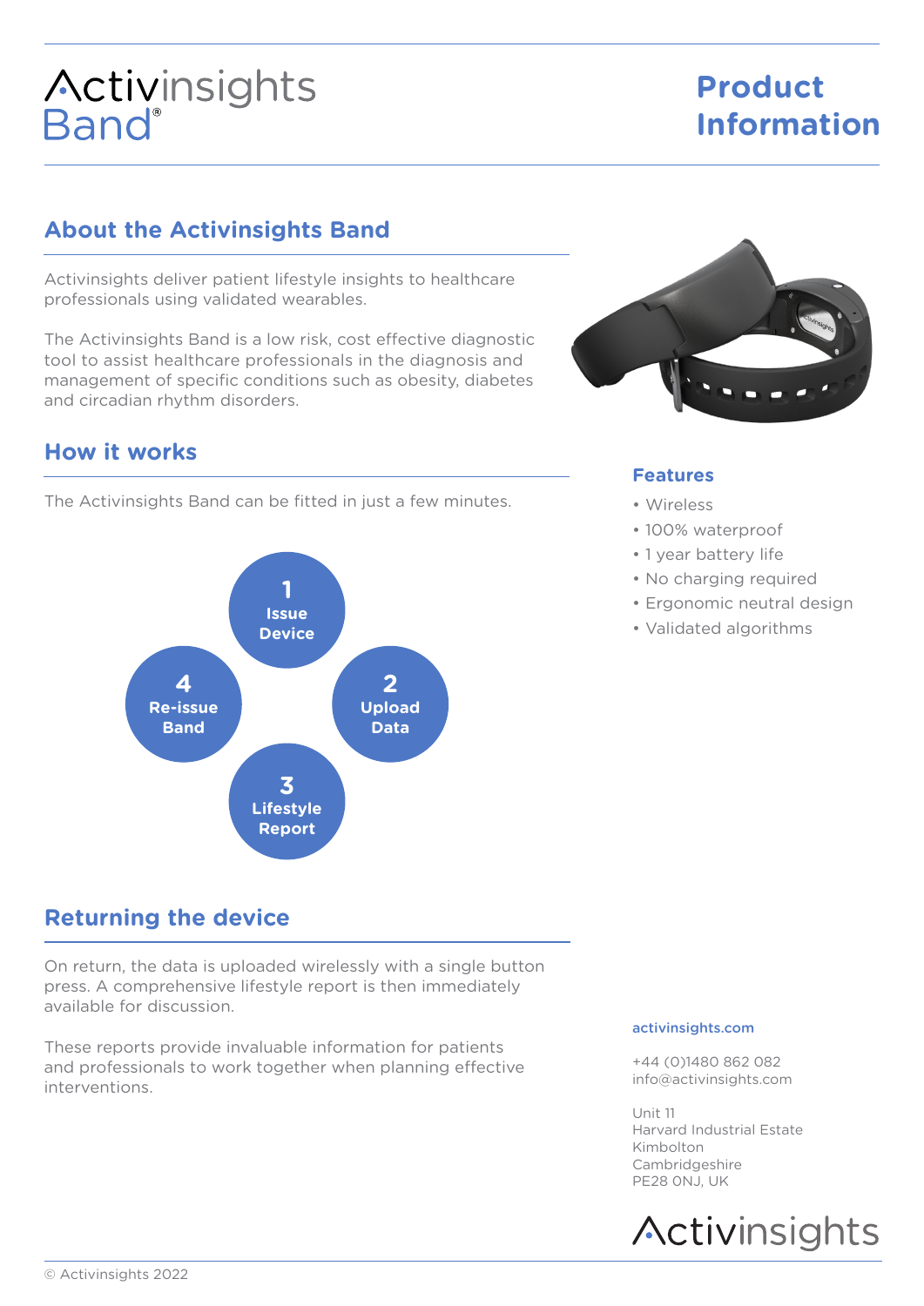# Activinsights Band®

# Product Information

## About the Activinsights Band

Activinsights deliver patient lifestyle insights to healthcare professionals using validated wearables.

The Activinsights Band is a low risk, cost effective diagnostic tool to assist healthcare professionals in the diagnosis and management of specific conditions such as obesity, diabetes and circadian rhythm disorders.

## How it works

The Activinsights Band can be fitted in just a few minutes.

1. Issue Device
2. Upload Data
3. Lifestyle Report
4. Re-issue Band

## Returning the device

On return, the data is uploaded wirelessly with a single button press. A comprehensive lifestyle report is then immediately available for discussion.

These reports provide invaluable information for patients and professionals to work together when planning effective interventions.

### Features

- Wireless
- 100% waterproof
- 1 year battery life
- No charging required
- Ergonomic neutral design
- Validated algorithms

activinsights.com

+44 (0)1480 862 082
info@activinsights.com

Unit 11
Harvard Industrial Estate
Kimbolton
Cambridgeshire
PE28 0NJ, UK

Activinsights

© Activinsights 2022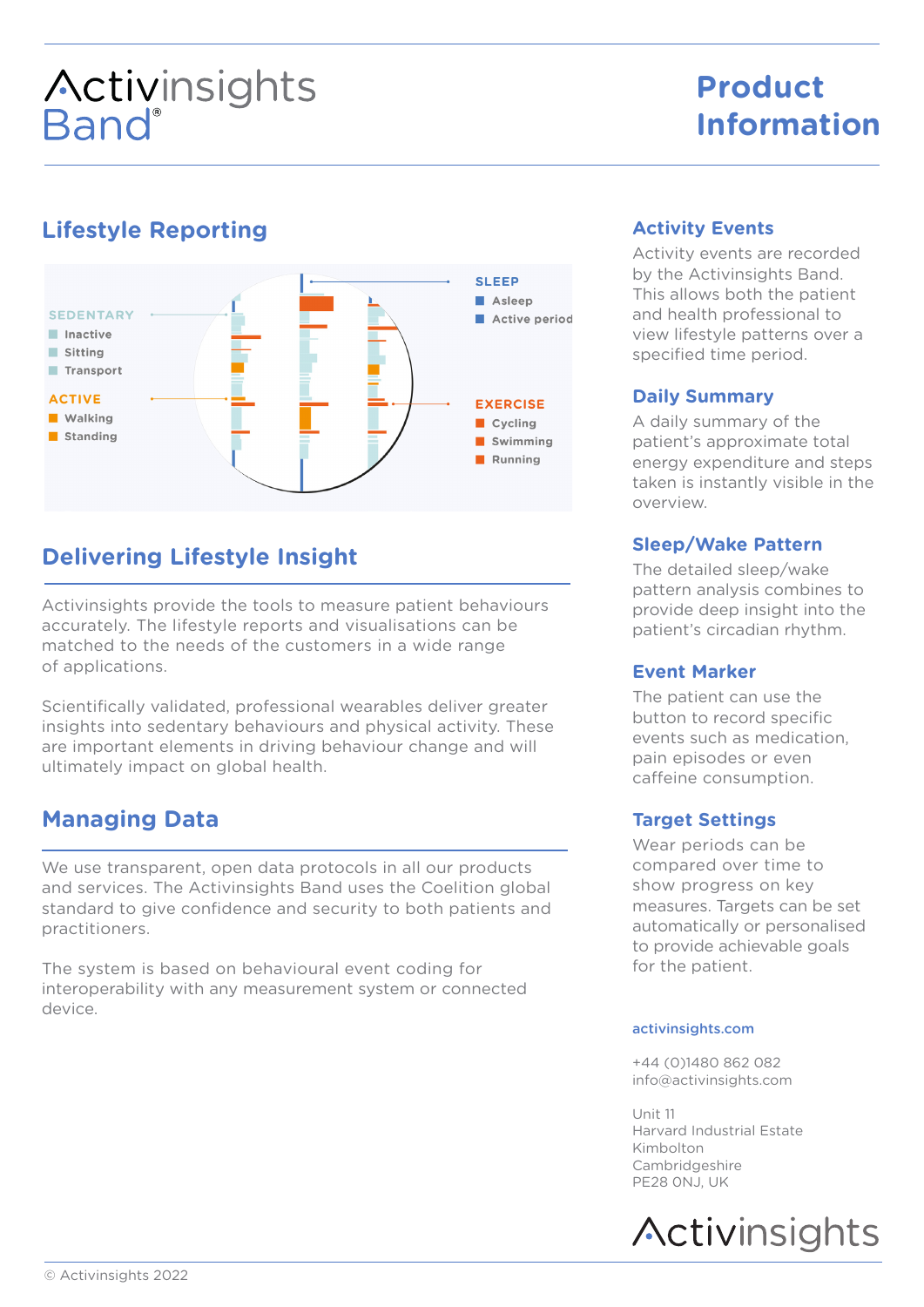# Activinsights Band®

# Product Information

## Lifestyle Reporting

SEDENTARY
- Inactive
- Sitting
- Transport

ACTIVE
- Walking
- Standing

SLEEP
- Asleep
- Active period

EXERCISE
- Cycling
- Swimming
- Running

## Delivering Lifestyle Insight

Activinsights provide the tools to measure patient behaviours accurately. The lifestyle reports and visualisations can be matched to the needs of the customers in a wide range of applications.

Scientifically validated, professional wearables deliver greater insights into sedentary behaviours and physical activity. These are important elements in driving behaviour change and will ultimately impact on global health.

## Managing Data

We use transparent, open data protocols in all our products and services. The Activinsights Band uses the Coelition global standard to give confidence and security to both patients and practitioners.

The system is based on behavioural event coding for interoperability with any measurement system or connected device.

### Activity Events

Activity events are recorded by the Activinsights Band. This allows both the patient and health professional to view lifestyle patterns over a specified time period.

### Daily Summary

A daily summary of the patient's approximate total energy expenditure and steps taken is instantly visible in the overview.

### Sleep/Wake Pattern

The detailed sleep/wake pattern analysis combines to provide deep insight into the patient's circadian rhythm.

### Event Marker

The patient can use the button to record specific events such as medication, pain episodes or even caffeine consumption.

### Target Settings

Wear periods can be compared over time to show progress on key measures. Targets can be set automatically or personalised to provide achievable goals for the patient.

activinsights.com

+44 (0)1480 862 082
info@activinsights.com

Unit 11
Harvard Industrial Estate
Kimbolton
Cambridgeshire
PE28 0NJ, UK

Activinsights

© Activinsights 2022